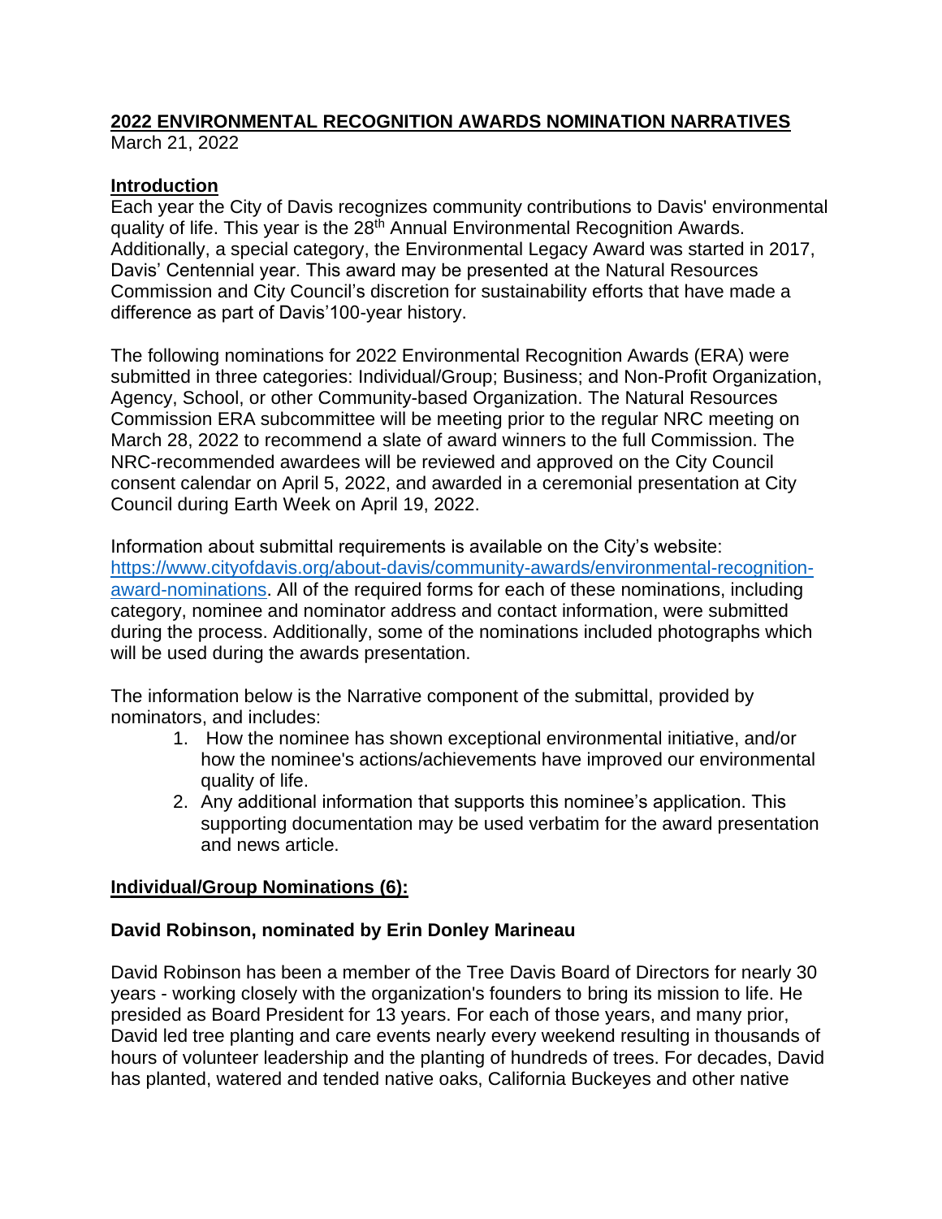# 2022 ENVIRONMENTAL RECOGNITION AWARDS NOMINATION NARRATIVES

March 21, 2022

## Introduction

Each year the City of Davis recognizes community contributions to Davis' environmental quality of life. This year is the 28th Annual Environmental Recognition Awards. Additionally, a special category, the Environmental Legacy Award was started in 2017, Davis' Centennial year. This award may be presented at the Natural Resources Commission and City Council's discretion for sustainability efforts that have made a difference as part of Davis'100-year history.

The following nominations for 2022 Environmental Recognition Awards (ERA) were submitted in three categories: Individual/Group; Business; and Non-Profit Organization, Agency, School, or other Community-based Organization. The Natural Resources Commission ERA subcommittee will be meeting prior to the regular NRC meeting on March 28, 2022 to recommend a slate of award winners to the full Commission. The NRC-recommended awardees will be reviewed and approved on the City Council consent calendar on April 5, 2022, and awarded in a ceremonial presentation at City Council during Earth Week on April 19, 2022.

Information about submittal requirements is available on the City's website: https://www.cityofdavis.org/about-davis/community-awards/environmental-recognition-award-nominations. All of the required forms for each of these nominations, including category, nominee and nominator address and contact information, were submitted during the process. Additionally, some of the nominations included photographs which will be used during the awards presentation.

The information below is the Narrative component of the submittal, provided by nominators, and includes:

1. How the nominee has shown exceptional environmental initiative, and/or how the nominee's actions/achievements have improved our environmental quality of life.
2. Any additional information that supports this nominee's application. This supporting documentation may be used verbatim for the award presentation and news article.

## Individual/Group Nominations (6):

### David Robinson, nominated by Erin Donley Marineau

David Robinson has been a member of the Tree Davis Board of Directors for nearly 30 years - working closely with the organization's founders to bring its mission to life. He presided as Board President for 13 years. For each of those years, and many prior, David led tree planting and care events nearly every weekend resulting in thousands of hours of volunteer leadership and the planting of hundreds of trees. For decades, David has planted, watered and tended native oaks, California Buckeyes and other native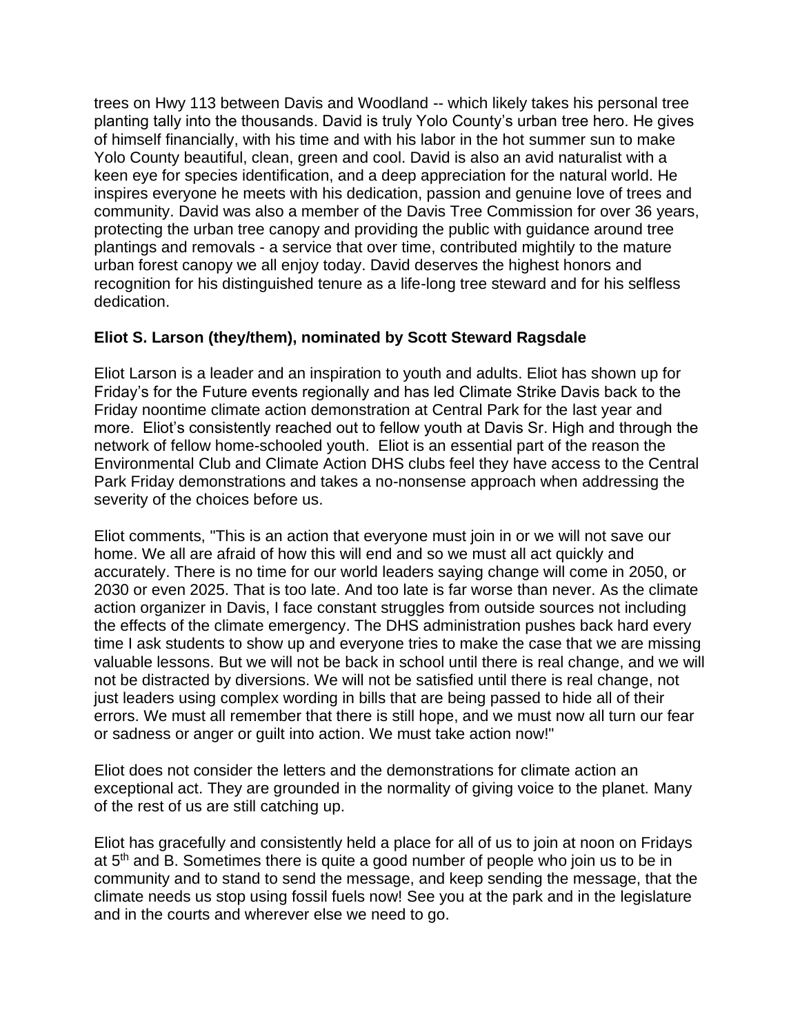trees on Hwy 113 between Davis and Woodland -- which likely takes his personal tree planting tally into the thousands. David is truly Yolo County's urban tree hero. He gives of himself financially, with his time and with his labor in the hot summer sun to make Yolo County beautiful, clean, green and cool. David is also an avid naturalist with a keen eye for species identification, and a deep appreciation for the natural world. He inspires everyone he meets with his dedication, passion and genuine love of trees and community. David was also a member of the Davis Tree Commission for over 36 years, protecting the urban tree canopy and providing the public with guidance around tree plantings and removals - a service that over time, contributed mightily to the mature urban forest canopy we all enjoy today. David deserves the highest honors and recognition for his distinguished tenure as a life-long tree steward and for his selfless dedication.

**Eliot S. Larson (they/them), nominated by Scott Steward Ragsdale**

Eliot Larson is a leader and an inspiration to youth and adults. Eliot has shown up for Friday's for the Future events regionally and has led Climate Strike Davis back to the Friday noontime climate action demonstration at Central Park for the last year and more. Eliot's consistently reached out to fellow youth at Davis Sr. High and through the network of fellow home-schooled youth. Eliot is an essential part of the reason the Environmental Club and Climate Action DHS clubs feel they have access to the Central Park Friday demonstrations and takes a no-nonsense approach when addressing the severity of the choices before us.

Eliot comments, "This is an action that everyone must join in or we will not save our home. We all are afraid of how this will end and so we must all act quickly and accurately. There is no time for our world leaders saying change will come in 2050, or 2030 or even 2025. That is too late. And too late is far worse than never. As the climate action organizer in Davis, I face constant struggles from outside sources not including the effects of the climate emergency. The DHS administration pushes back hard every time I ask students to show up and everyone tries to make the case that we are missing valuable lessons. But we will not be back in school until there is real change, and we will not be distracted by diversions. We will not be satisfied until there is real change, not just leaders using complex wording in bills that are being passed to hide all of their errors. We must all remember that there is still hope, and we must now all turn our fear or sadness or anger or guilt into action. We must take action now!"

Eliot does not consider the letters and the demonstrations for climate action an exceptional act. They are grounded in the normality of giving voice to the planet. Many of the rest of us are still catching up.

Eliot has gracefully and consistently held a place for all of us to join at noon on Fridays at 5th and B. Sometimes there is quite a good number of people who join us to be in community and to stand to send the message, and keep sending the message, that the climate needs us stop using fossil fuels now! See you at the park and in the legislature and in the courts and wherever else we need to go.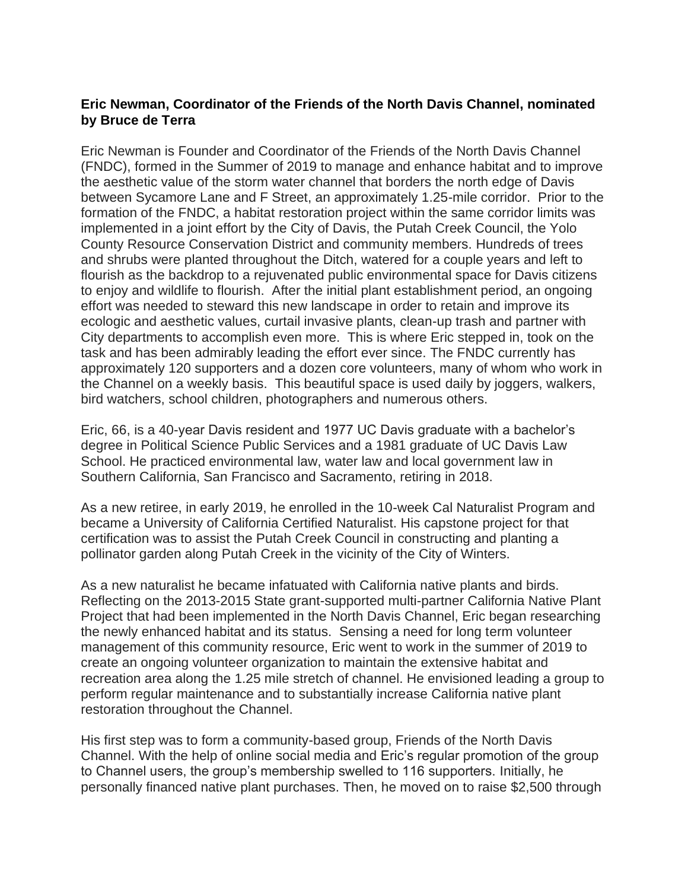**Eric Newman, Coordinator of the Friends of the North Davis Channel, nominated by Bruce de Terra**

Eric Newman is Founder and Coordinator of the Friends of the North Davis Channel (FNDC), formed in the Summer of 2019 to manage and enhance habitat and to improve the aesthetic value of the storm water channel that borders the north edge of Davis between Sycamore Lane and F Street, an approximately 1.25-mile corridor. Prior to the formation of the FNDC, a habitat restoration project within the same corridor limits was implemented in a joint effort by the City of Davis, the Putah Creek Council, the Yolo County Resource Conservation District and community members. Hundreds of trees and shrubs were planted throughout the Ditch, watered for a couple years and left to flourish as the backdrop to a rejuvenated public environmental space for Davis citizens to enjoy and wildlife to flourish. After the initial plant establishment period, an ongoing effort was needed to steward this new landscape in order to retain and improve its ecologic and aesthetic values, curtail invasive plants, clean-up trash and partner with City departments to accomplish even more. This is where Eric stepped in, took on the task and has been admirably leading the effort ever since. The FNDC currently has approximately 120 supporters and a dozen core volunteers, many of whom who work in the Channel on a weekly basis. This beautiful space is used daily by joggers, walkers, bird watchers, school children, photographers and numerous others.

Eric, 66, is a 40-year Davis resident and 1977 UC Davis graduate with a bachelor's degree in Political Science Public Services and a 1981 graduate of UC Davis Law School. He practiced environmental law, water law and local government law in Southern California, San Francisco and Sacramento, retiring in 2018.

As a new retiree, in early 2019, he enrolled in the 10-week Cal Naturalist Program and became a University of California Certified Naturalist. His capstone project for that certification was to assist the Putah Creek Council in constructing and planting a pollinator garden along Putah Creek in the vicinity of the City of Winters.

As a new naturalist he became infatuated with California native plants and birds. Reflecting on the 2013-2015 State grant-supported multi-partner California Native Plant Project that had been implemented in the North Davis Channel, Eric began researching the newly enhanced habitat and its status. Sensing a need for long term volunteer management of this community resource, Eric went to work in the summer of 2019 to create an ongoing volunteer organization to maintain the extensive habitat and recreation area along the 1.25 mile stretch of channel. He envisioned leading a group to perform regular maintenance and to substantially increase California native plant restoration throughout the Channel.

His first step was to form a community-based group, Friends of the North Davis Channel. With the help of online social media and Eric's regular promotion of the group to Channel users, the group's membership swelled to 116 supporters. Initially, he personally financed native plant purchases. Then, he moved on to raise $2,500 through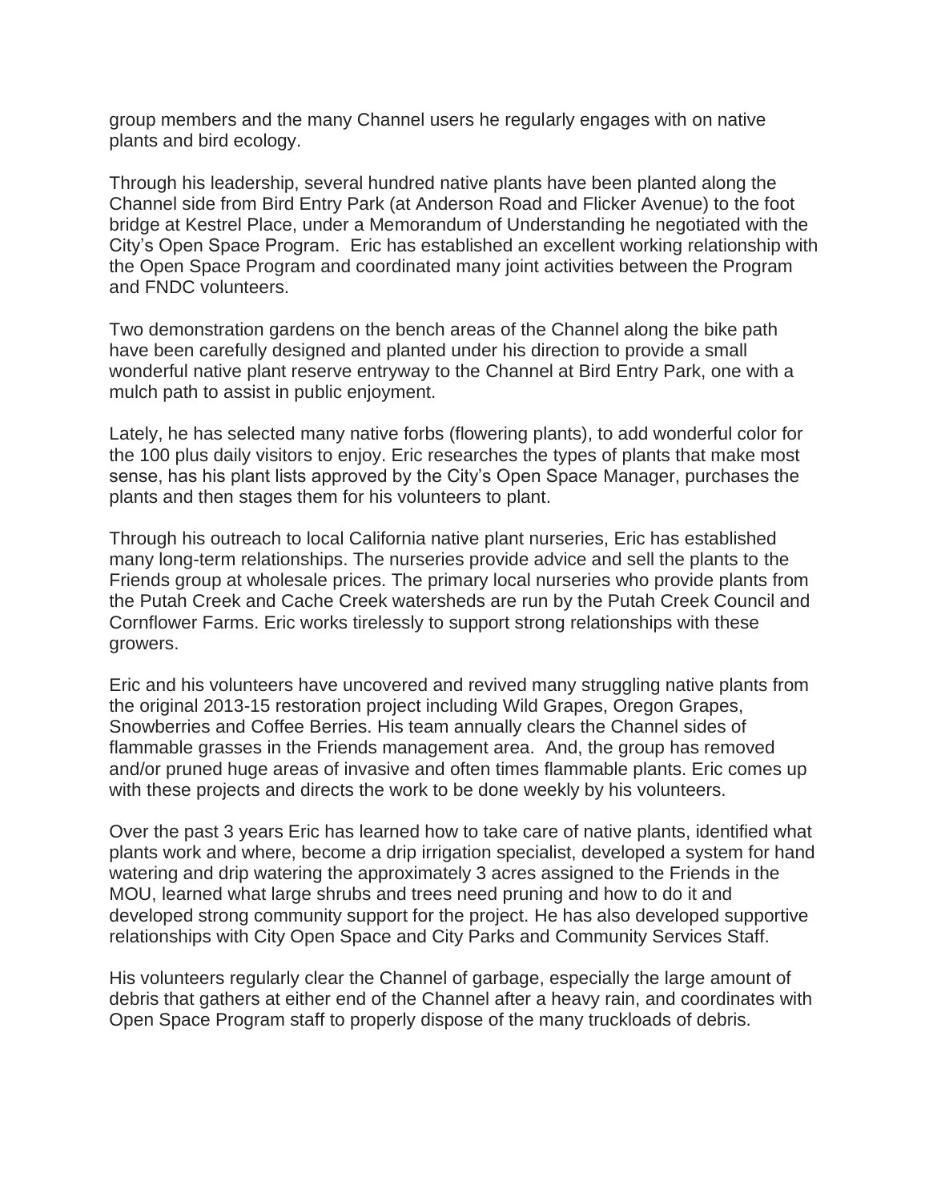group members and the many Channel users he regularly engages with on native plants and bird ecology.

Through his leadership, several hundred native plants have been planted along the Channel side from Bird Entry Park (at Anderson Road and Flicker Avenue) to the foot bridge at Kestrel Place, under a Memorandum of Understanding he negotiated with the City's Open Space Program. Eric has established an excellent working relationship with the Open Space Program and coordinated many joint activities between the Program and FNDC volunteers.

Two demonstration gardens on the bench areas of the Channel along the bike path have been carefully designed and planted under his direction to provide a small wonderful native plant reserve entryway to the Channel at Bird Entry Park, one with a mulch path to assist in public enjoyment.

Lately, he has selected many native forbs (flowering plants), to add wonderful color for the 100 plus daily visitors to enjoy. Eric researches the types of plants that make most sense, has his plant lists approved by the City's Open Space Manager, purchases the plants and then stages them for his volunteers to plant.

Through his outreach to local California native plant nurseries, Eric has established many long-term relationships. The nurseries provide advice and sell the plants to the Friends group at wholesale prices. The primary local nurseries who provide plants from the Putah Creek and Cache Creek watersheds are run by the Putah Creek Council and Cornflower Farms. Eric works tirelessly to support strong relationships with these growers.

Eric and his volunteers have uncovered and revived many struggling native plants from the original 2013-15 restoration project including Wild Grapes, Oregon Grapes, Snowberries and Coffee Berries. His team annually clears the Channel sides of flammable grasses in the Friends management area. And, the group has removed and/or pruned huge areas of invasive and often times flammable plants. Eric comes up with these projects and directs the work to be done weekly by his volunteers.

Over the past 3 years Eric has learned how to take care of native plants, identified what plants work and where, become a drip irrigation specialist, developed a system for hand watering and drip watering the approximately 3 acres assigned to the Friends in the MOU, learned what large shrubs and trees need pruning and how to do it and developed strong community support for the project. He has also developed supportive relationships with City Open Space and City Parks and Community Services Staff.

His volunteers regularly clear the Channel of garbage, especially the large amount of debris that gathers at either end of the Channel after a heavy rain, and coordinates with Open Space Program staff to properly dispose of the many truckloads of debris.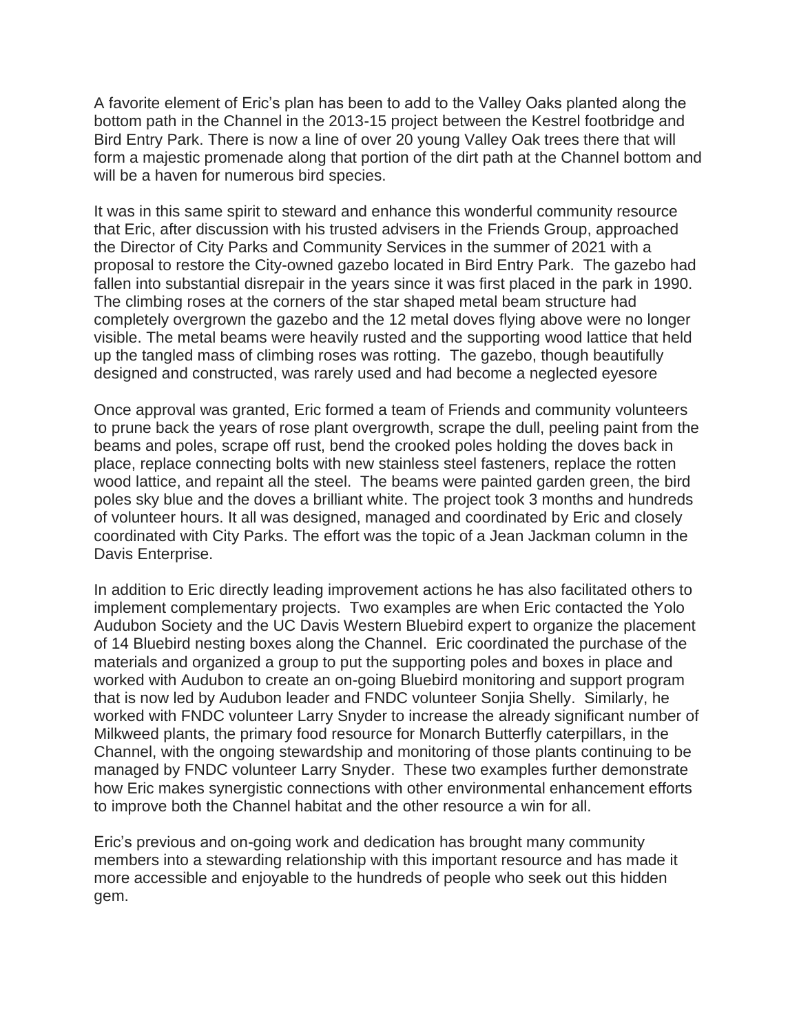A favorite element of Eric's plan has been to add to the Valley Oaks planted along the bottom path in the Channel in the 2013-15 project between the Kestrel footbridge and Bird Entry Park. There is now a line of over 20 young Valley Oak trees there that will form a majestic promenade along that portion of the dirt path at the Channel bottom and will be a haven for numerous bird species.

It was in this same spirit to steward and enhance this wonderful community resource that Eric, after discussion with his trusted advisers in the Friends Group, approached the Director of City Parks and Community Services in the summer of 2021 with a proposal to restore the City-owned gazebo located in Bird Entry Park. The gazebo had fallen into substantial disrepair in the years since it was first placed in the park in 1990. The climbing roses at the corners of the star shaped metal beam structure had completely overgrown the gazebo and the 12 metal doves flying above were no longer visible. The metal beams were heavily rusted and the supporting wood lattice that held up the tangled mass of climbing roses was rotting. The gazebo, though beautifully designed and constructed, was rarely used and had become a neglected eyesore

Once approval was granted, Eric formed a team of Friends and community volunteers to prune back the years of rose plant overgrowth, scrape the dull, peeling paint from the beams and poles, scrape off rust, bend the crooked poles holding the doves back in place, replace connecting bolts with new stainless steel fasteners, replace the rotten wood lattice, and repaint all the steel. The beams were painted garden green, the bird poles sky blue and the doves a brilliant white. The project took 3 months and hundreds of volunteer hours. It all was designed, managed and coordinated by Eric and closely coordinated with City Parks. The effort was the topic of a Jean Jackman column in the Davis Enterprise.

In addition to Eric directly leading improvement actions he has also facilitated others to implement complementary projects. Two examples are when Eric contacted the Yolo Audubon Society and the UC Davis Western Bluebird expert to organize the placement of 14 Bluebird nesting boxes along the Channel. Eric coordinated the purchase of the materials and organized a group to put the supporting poles and boxes in place and worked with Audubon to create an on-going Bluebird monitoring and support program that is now led by Audubon leader and FNDC volunteer Sonjia Shelly. Similarly, he worked with FNDC volunteer Larry Snyder to increase the already significant number of Milkweed plants, the primary food resource for Monarch Butterfly caterpillars, in the Channel, with the ongoing stewardship and monitoring of those plants continuing to be managed by FNDC volunteer Larry Snyder. These two examples further demonstrate how Eric makes synergistic connections with other environmental enhancement efforts to improve both the Channel habitat and the other resource a win for all.

Eric's previous and on-going work and dedication has brought many community members into a stewarding relationship with this important resource and has made it more accessible and enjoyable to the hundreds of people who seek out this hidden gem.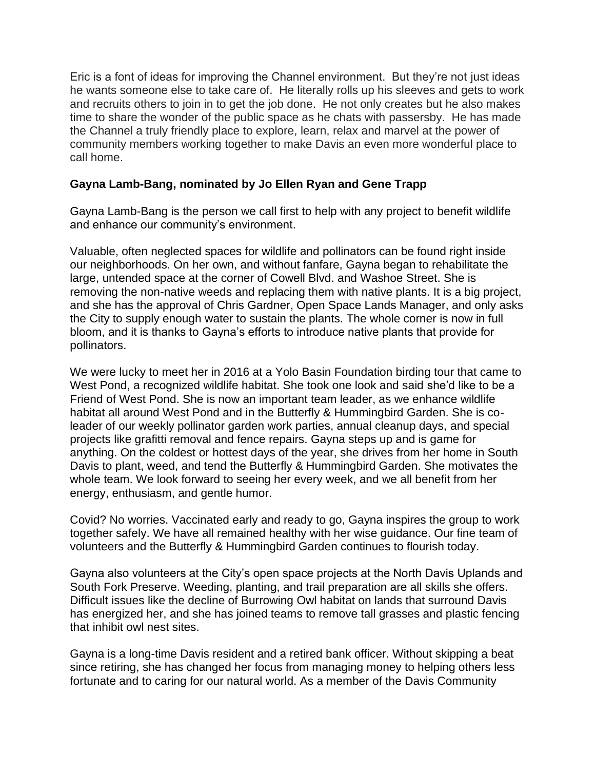Eric is a font of ideas for improving the Channel environment. But they're not just ideas he wants someone else to take care of. He literally rolls up his sleeves and gets to work and recruits others to join in to get the job done. He not only creates but he also makes time to share the wonder of the public space as he chats with passersby. He has made the Channel a truly friendly place to explore, learn, relax and marvel at the power of community members working together to make Davis an even more wonderful place to call home.

**Gayna Lamb-Bang, nominated by Jo Ellen Ryan and Gene Trapp**

Gayna Lamb-Bang is the person we call first to help with any project to benefit wildlife and enhance our community's environment.

Valuable, often neglected spaces for wildlife and pollinators can be found right inside our neighborhoods. On her own, and without fanfare, Gayna began to rehabilitate the large, untended space at the corner of Cowell Blvd. and Washoe Street. She is removing the non-native weeds and replacing them with native plants. It is a big project, and she has the approval of Chris Gardner, Open Space Lands Manager, and only asks the City to supply enough water to sustain the plants. The whole corner is now in full bloom, and it is thanks to Gayna's efforts to introduce native plants that provide for pollinators.

We were lucky to meet her in 2016 at a Yolo Basin Foundation birding tour that came to West Pond, a recognized wildlife habitat. She took one look and said she'd like to be a Friend of West Pond. She is now an important team leader, as we enhance wildlife habitat all around West Pond and in the Butterfly & Hummingbird Garden. She is co-leader of our weekly pollinator garden work parties, annual cleanup days, and special projects like grafitti removal and fence repairs. Gayna steps up and is game for anything. On the coldest or hottest days of the year, she drives from her home in South Davis to plant, weed, and tend the Butterfly & Hummingbird Garden. She motivates the whole team. We look forward to seeing her every week, and we all benefit from her energy, enthusiasm, and gentle humor.

Covid? No worries. Vaccinated early and ready to go, Gayna inspires the group to work together safely. We have all remained healthy with her wise guidance. Our fine team of volunteers and the Butterfly & Hummingbird Garden continues to flourish today.

Gayna also volunteers at the City's open space projects at the North Davis Uplands and South Fork Preserve. Weeding, planting, and trail preparation are all skills she offers. Difficult issues like the decline of Burrowing Owl habitat on lands that surround Davis has energized her, and she has joined teams to remove tall grasses and plastic fencing that inhibit owl nest sites.

Gayna is a long-time Davis resident and a retired bank officer. Without skipping a beat since retiring, she has changed her focus from managing money to helping others less fortunate and to caring for our natural world. As a member of the Davis Community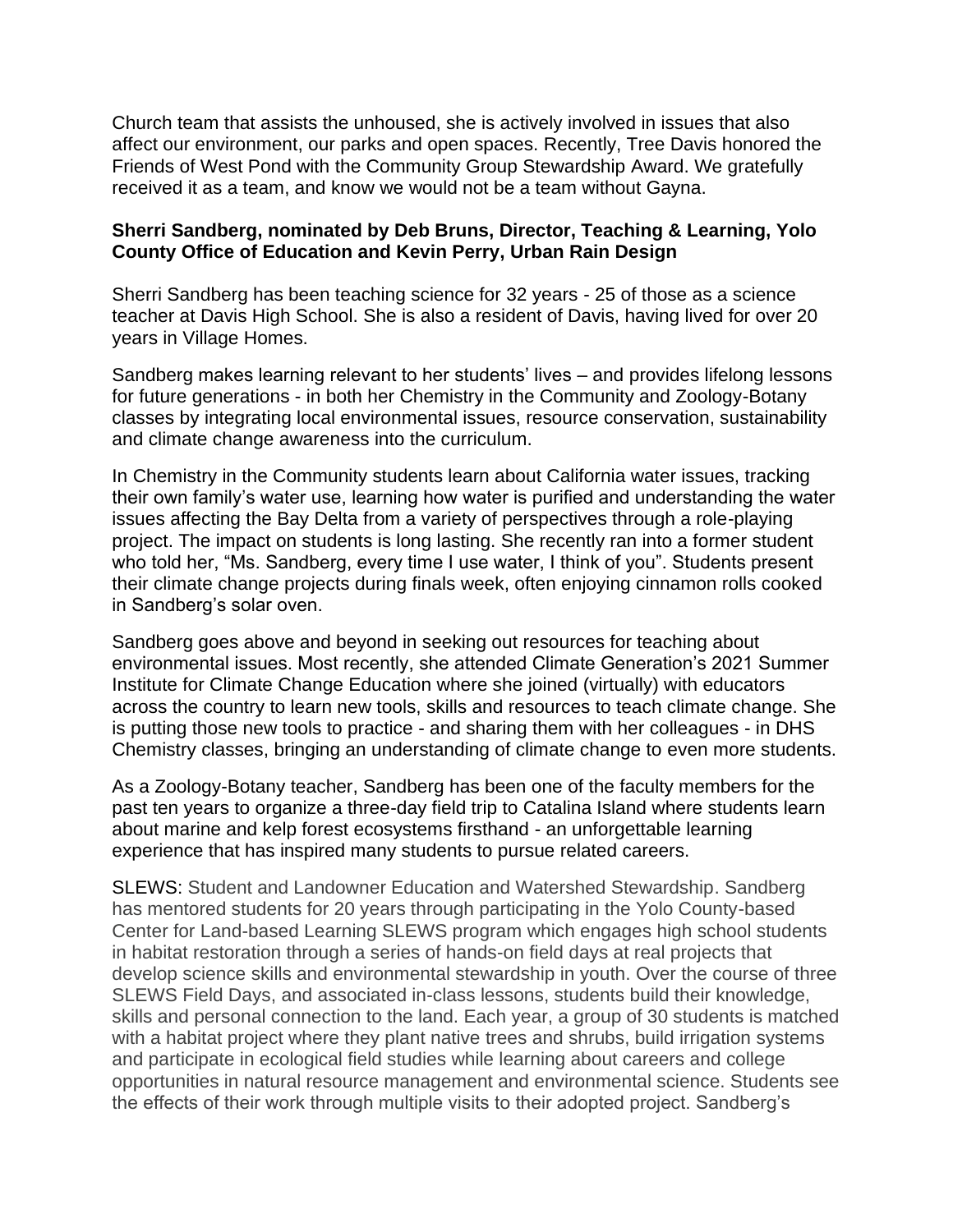Church team that assists the unhoused, she is actively involved in issues that also affect our environment, our parks and open spaces. Recently, Tree Davis honored the Friends of West Pond with the Community Group Stewardship Award. We gratefully received it as a team, and know we would not be a team without Gayna.

**Sherri Sandberg, nominated by Deb Bruns, Director, Teaching & Learning, Yolo County Office of Education and Kevin Perry, Urban Rain Design**

Sherri Sandberg has been teaching science for 32 years - 25 of those as a science teacher at Davis High School. She is also a resident of Davis, having lived for over 20 years in Village Homes.

Sandberg makes learning relevant to her students' lives – and provides lifelong lessons for future generations - in both her Chemistry in the Community and Zoology-Botany classes by integrating local environmental issues, resource conservation, sustainability and climate change awareness into the curriculum.

In Chemistry in the Community students learn about California water issues, tracking their own family's water use, learning how water is purified and understanding the water issues affecting the Bay Delta from a variety of perspectives through a role-playing project. The impact on students is long lasting. She recently ran into a former student who told her, "Ms. Sandberg, every time I use water, I think of you". Students present their climate change projects during finals week, often enjoying cinnamon rolls cooked in Sandberg's solar oven.

Sandberg goes above and beyond in seeking out resources for teaching about environmental issues. Most recently, she attended Climate Generation's 2021 Summer Institute for Climate Change Education where she joined (virtually) with educators across the country to learn new tools, skills and resources to teach climate change. She is putting those new tools to practice - and sharing them with her colleagues - in DHS Chemistry classes, bringing an understanding of climate change to even more students.

As a Zoology-Botany teacher, Sandberg has been one of the faculty members for the past ten years to organize a three-day field trip to Catalina Island where students learn about marine and kelp forest ecosystems firsthand - an unforgettable learning experience that has inspired many students to pursue related careers.

SLEWS: Student and Landowner Education and Watershed Stewardship. Sandberg has mentored students for 20 years through participating in the Yolo County-based Center for Land-based Learning SLEWS program which engages high school students in habitat restoration through a series of hands-on field days at real projects that develop science skills and environmental stewardship in youth. Over the course of three SLEWS Field Days, and associated in-class lessons, students build their knowledge, skills and personal connection to the land. Each year, a group of 30 students is matched with a habitat project where they plant native trees and shrubs, build irrigation systems and participate in ecological field studies while learning about careers and college opportunities in natural resource management and environmental science. Students see the effects of their work through multiple visits to their adopted project. Sandberg's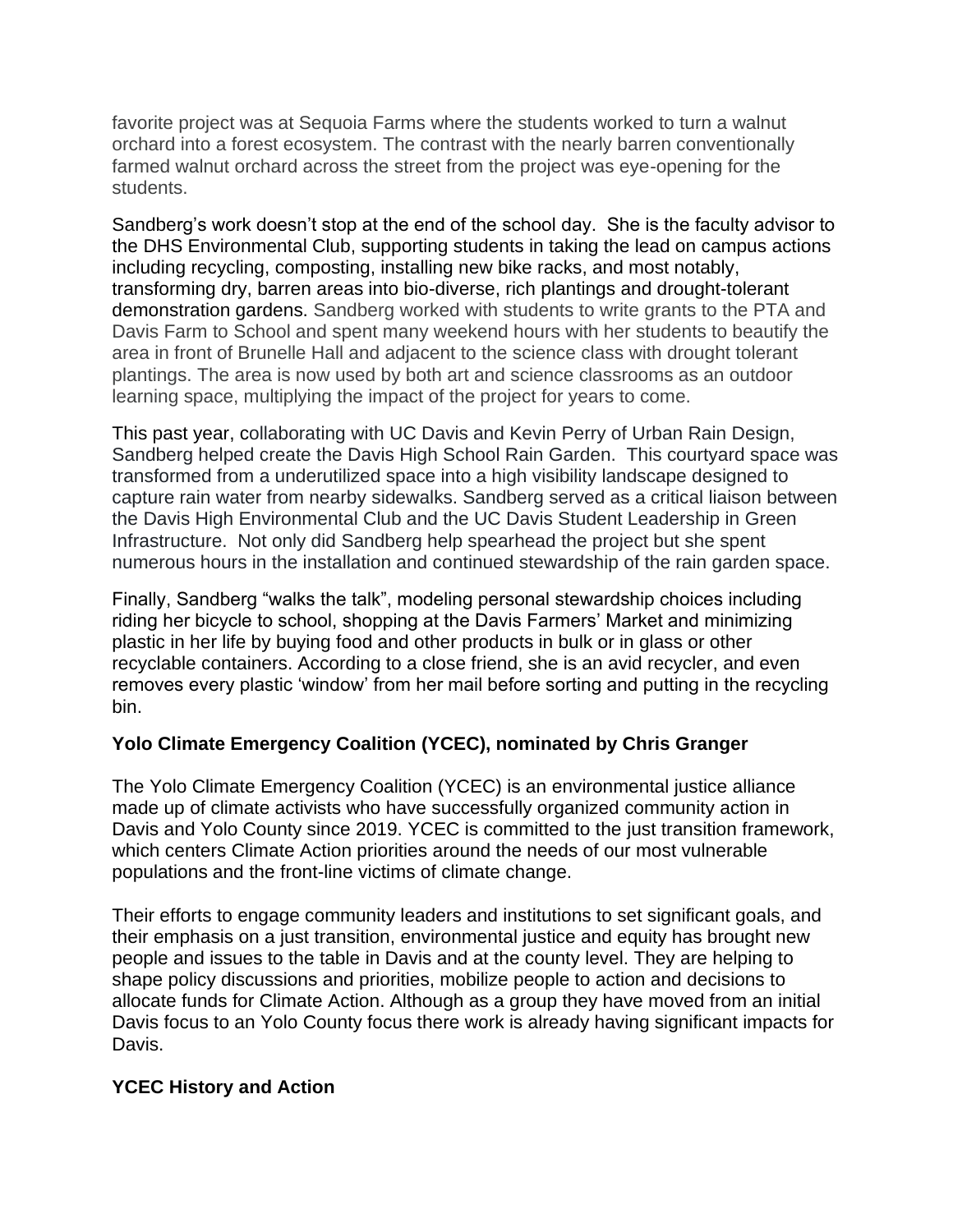favorite project was at Sequoia Farms where the students worked to turn a walnut orchard into a forest ecosystem. The contrast with the nearly barren conventionally farmed walnut orchard across the street from the project was eye-opening for the students.

Sandberg's work doesn't stop at the end of the school day. She is the faculty advisor to the DHS Environmental Club, supporting students in taking the lead on campus actions including recycling, composting, installing new bike racks, and most notably, transforming dry, barren areas into bio-diverse, rich plantings and drought-tolerant demonstration gardens. Sandberg worked with students to write grants to the PTA and Davis Farm to School and spent many weekend hours with her students to beautify the area in front of Brunelle Hall and adjacent to the science class with drought tolerant plantings. The area is now used by both art and science classrooms as an outdoor learning space, multiplying the impact of the project for years to come.

This past year, collaborating with UC Davis and Kevin Perry of Urban Rain Design, Sandberg helped create the Davis High School Rain Garden. This courtyard space was transformed from a underutilized space into a high visibility landscape designed to capture rain water from nearby sidewalks. Sandberg served as a critical liaison between the Davis High Environmental Club and the UC Davis Student Leadership in Green Infrastructure. Not only did Sandberg help spearhead the project but she spent numerous hours in the installation and continued stewardship of the rain garden space.

Finally, Sandberg "walks the talk", modeling personal stewardship choices including riding her bicycle to school, shopping at the Davis Farmers' Market and minimizing plastic in her life by buying food and other products in bulk or in glass or other recyclable containers. According to a close friend, she is an avid recycler, and even removes every plastic 'window' from her mail before sorting and putting in the recycling bin.

**Yolo Climate Emergency Coalition (YCEC), nominated by Chris Granger**

The Yolo Climate Emergency Coalition (YCEC) is an environmental justice alliance made up of climate activists who have successfully organized community action in Davis and Yolo County since 2019. YCEC is committed to the just transition framework, which centers Climate Action priorities around the needs of our most vulnerable populations and the front-line victims of climate change.

Their efforts to engage community leaders and institutions to set significant goals, and their emphasis on a just transition, environmental justice and equity has brought new people and issues to the table in Davis and at the county level. They are helping to shape policy discussions and priorities, mobilize people to action and decisions to allocate funds for Climate Action. Although as a group they have moved from an initial Davis focus to an Yolo County focus there work is already having significant impacts for Davis.

**YCEC History and Action**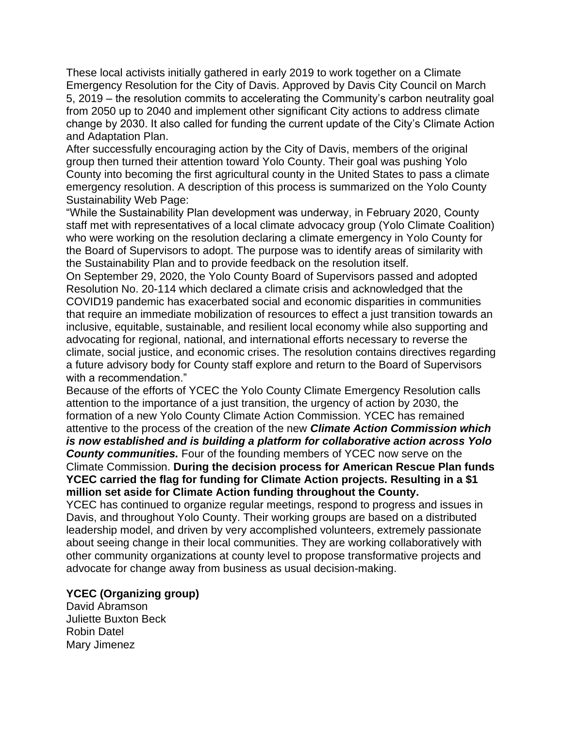These local activists initially gathered in early 2019 to work together on a Climate Emergency Resolution for the City of Davis. Approved by Davis City Council on March 5, 2019 – the resolution commits to accelerating the Community's carbon neutrality goal from 2050 up to 2040 and implement other significant City actions to address climate change by 2030. It also called for funding the current update of the City's Climate Action and Adaptation Plan.

After successfully encouraging action by the City of Davis, members of the original group then turned their attention toward Yolo County. Their goal was pushing Yolo County into becoming the first agricultural county in the United States to pass a climate emergency resolution. A description of this process is summarized on the Yolo County Sustainability Web Page:

"While the Sustainability Plan development was underway, in February 2020, County staff met with representatives of a local climate advocacy group (Yolo Climate Coalition) who were working on the resolution declaring a climate emergency in Yolo County for the Board of Supervisors to adopt. The purpose was to identify areas of similarity with the Sustainability Plan and to provide feedback on the resolution itself.

On September 29, 2020, the Yolo County Board of Supervisors passed and adopted Resolution No. 20-114 which declared a climate crisis and acknowledged that the COVID19 pandemic has exacerbated social and economic disparities in communities that require an immediate mobilization of resources to effect a just transition towards an inclusive, equitable, sustainable, and resilient local economy while also supporting and advocating for regional, national, and international efforts necessary to reverse the climate, social justice, and economic crises. The resolution contains directives regarding a future advisory body for County staff explore and return to the Board of Supervisors with a recommendation."

Because of the efforts of YCEC the Yolo County Climate Emergency Resolution calls attention to the importance of a just transition, the urgency of action by 2030, the formation of a new Yolo County Climate Action Commission. YCEC has remained attentive to the process of the creation of the new ***Climate Action Commission which is now established and is building a platform for collaborative action across Yolo County communities.*** Four of the founding members of YCEC now serve on the Climate Commission. **During the decision process for American Rescue Plan funds YCEC carried the flag for funding for Climate Action projects. Resulting in a $1 million set aside for Climate Action funding throughout the County.**

YCEC has continued to organize regular meetings, respond to progress and issues in Davis, and throughout Yolo County. Their working groups are based on a distributed leadership model, and driven by very accomplished volunteers, extremely passionate about seeing change in their local communities. They are working collaboratively with other community organizations at county level to propose transformative projects and advocate for change away from business as usual decision-making.

**YCEC (Organizing group)**

David Abramson
Juliette Buxton Beck
Robin Datel
Mary Jimenez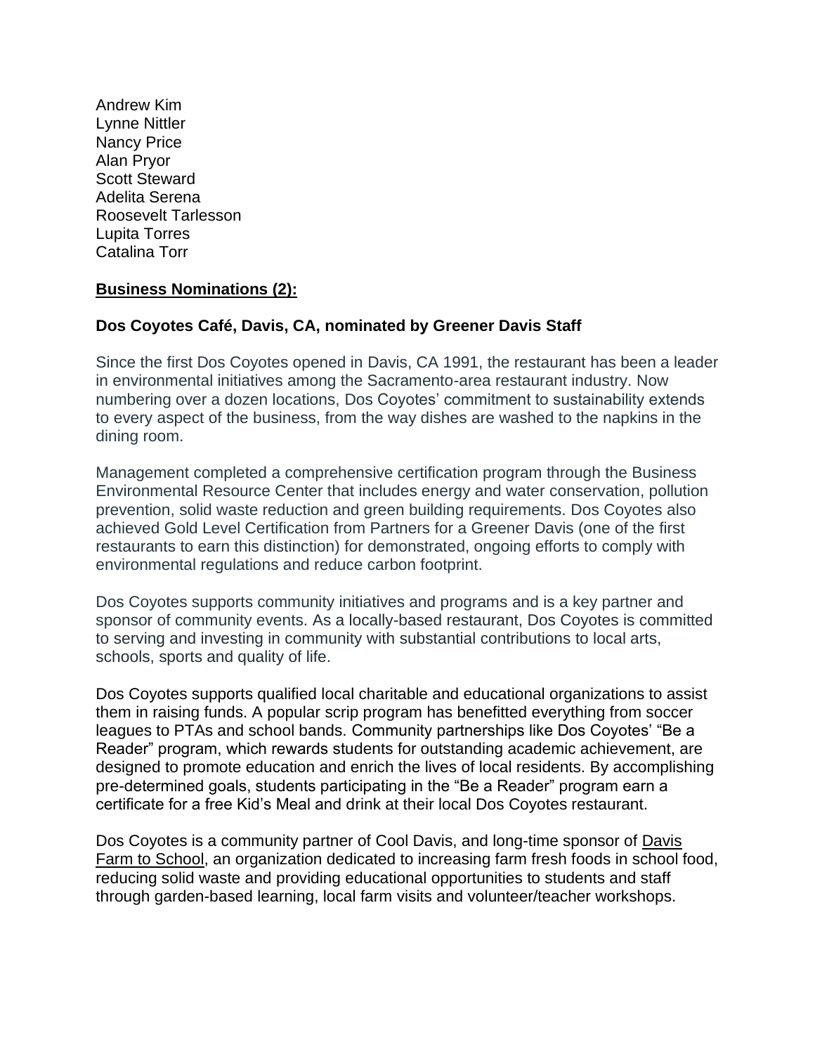Andrew Kim
Lynne Nittler
Nancy Price
Alan Pryor
Scott Steward
Adelita Serena
Roosevelt Tarlesson
Lupita Torres
Catalina Torr

**Business Nominations (2):**

**Dos Coyotes Café, Davis, CA, nominated by Greener Davis Staff**

Since the first Dos Coyotes opened in Davis, CA 1991, the restaurant has been a leader in environmental initiatives among the Sacramento-area restaurant industry. Now numbering over a dozen locations, Dos Coyotes' commitment to sustainability extends to every aspect of the business, from the way dishes are washed to the napkins in the dining room.

Management completed a comprehensive certification program through the Business Environmental Resource Center that includes energy and water conservation, pollution prevention, solid waste reduction and green building requirements. Dos Coyotes also achieved Gold Level Certification from Partners for a Greener Davis (one of the first restaurants to earn this distinction) for demonstrated, ongoing efforts to comply with environmental regulations and reduce carbon footprint.

Dos Coyotes supports community initiatives and programs and is a key partner and sponsor of community events. As a locally-based restaurant, Dos Coyotes is committed to serving and investing in community with substantial contributions to local arts, schools, sports and quality of life.

Dos Coyotes supports qualified local charitable and educational organizations to assist them in raising funds. A popular scrip program has benefitted everything from soccer leagues to PTAs and school bands. Community partnerships like Dos Coyotes' "Be a Reader" program, which rewards students for outstanding academic achievement, are designed to promote education and enrich the lives of local residents. By accomplishing pre-determined goals, students participating in the "Be a Reader" program earn a certificate for a free Kid's Meal and drink at their local Dos Coyotes restaurant.

Dos Coyotes is a community partner of Cool Davis, and long-time sponsor of Davis Farm to School, an organization dedicated to increasing farm fresh foods in school food, reducing solid waste and providing educational opportunities to students and staff through garden-based learning, local farm visits and volunteer/teacher workshops.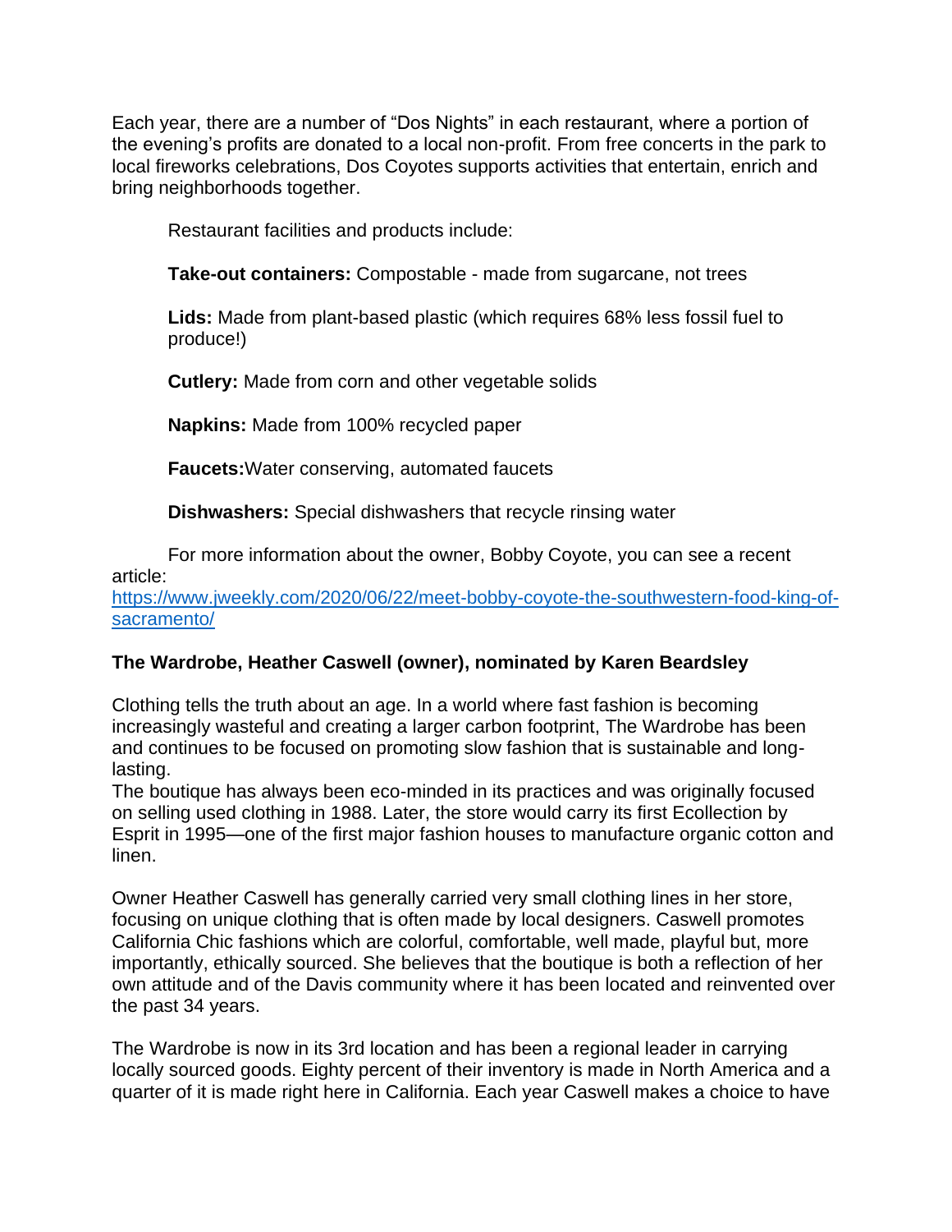Each year, there are a number of “Dos Nights” in each restaurant, where a portion of the evening’s profits are donated to a local non-profit. From free concerts in the park to local fireworks celebrations, Dos Coyotes supports activities that entertain, enrich and bring neighborhoods together.

Restaurant facilities and products include:

**Take-out containers:** Compostable - made from sugarcane, not trees

**Lids:** Made from plant-based plastic (which requires 68% less fossil fuel to produce!)

**Cutlery:** Made from corn and other vegetable solids

**Napkins:** Made from 100% recycled paper

**Faucets:**Water conserving, automated faucets

**Dishwashers:** Special dishwashers that recycle rinsing water

For more information about the owner, Bobby Coyote, you can see a recent article:
[https://www.jweekly.com/2020/06/22/meet-bobby-coyote-the-southwestern-food-king-of-sacramento/](https://www.jweekly.com/2020/06/22/meet-bobby-coyote-the-southwestern-food-king-of-sacramento/)

**The Wardrobe, Heather Caswell (owner), nominated by Karen Beardsley**

Clothing tells the truth about an age. In a world where fast fashion is becoming increasingly wasteful and creating a larger carbon footprint, The Wardrobe has been and continues to be focused on promoting slow fashion that is sustainable and long-lasting.
The boutique has always been eco-minded in its practices and was originally focused on selling used clothing in 1988. Later, the store would carry its first Ecollection by Esprit in 1995—one of the first major fashion houses to manufacture organic cotton and linen.

Owner Heather Caswell has generally carried very small clothing lines in her store, focusing on unique clothing that is often made by local designers. Caswell promotes California Chic fashions which are colorful, comfortable, well made, playful but, more importantly, ethically sourced. She believes that the boutique is both a reflection of her own attitude and of the Davis community where it has been located and reinvented over the past 34 years.

The Wardrobe is now in its 3rd location and has been a regional leader in carrying locally sourced goods. Eighty percent of their inventory is made in North America and a quarter of it is made right here in California. Each year Caswell makes a choice to have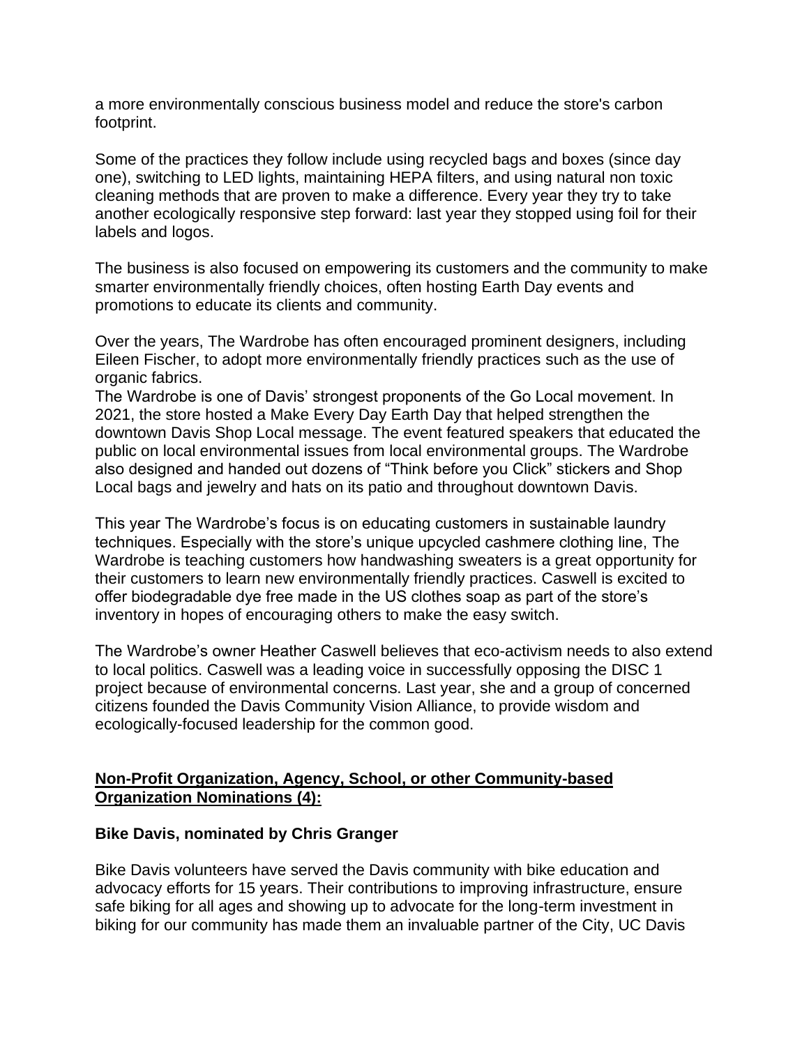a more environmentally conscious business model and reduce the store's carbon footprint.

Some of the practices they follow include using recycled bags and boxes (since day one), switching to LED lights, maintaining HEPA filters, and using natural non toxic cleaning methods that are proven to make a difference. Every year they try to take another ecologically responsive step forward: last year they stopped using foil for their labels and logos.

The business is also focused on empowering its customers and the community to make smarter environmentally friendly choices, often hosting Earth Day events and promotions to educate its clients and community.

Over the years, The Wardrobe has often encouraged prominent designers, including Eileen Fischer, to adopt more environmentally friendly practices such as the use of organic fabrics.
The Wardrobe is one of Davis' strongest proponents of the Go Local movement. In 2021, the store hosted a Make Every Day Earth Day that helped strengthen the downtown Davis Shop Local message. The event featured speakers that educated the public on local environmental issues from local environmental groups. The Wardrobe also designed and handed out dozens of "Think before you Click" stickers and Shop Local bags and jewelry and hats on its patio and throughout downtown Davis.

This year The Wardrobe's focus is on educating customers in sustainable laundry techniques. Especially with the store's unique upcycled cashmere clothing line, The Wardrobe is teaching customers how handwashing sweaters is a great opportunity for their customers to learn new environmentally friendly practices. Caswell is excited to offer biodegradable dye free made in the US clothes soap as part of the store's inventory in hopes of encouraging others to make the easy switch.

The Wardrobe's owner Heather Caswell believes that eco-activism needs to also extend to local politics. Caswell was a leading voice in successfully opposing the DISC 1 project because of environmental concerns. Last year, she and a group of concerned citizens founded the Davis Community Vision Alliance, to provide wisdom and ecologically-focused leadership for the common good.

**<u>Non-Profit Organization, Agency, School, or other Community-based Organization Nominations (4):</u>**

**Bike Davis, nominated by Chris Granger**

Bike Davis volunteers have served the Davis community with bike education and advocacy efforts for 15 years. Their contributions to improving infrastructure, ensure safe biking for all ages and showing up to advocate for the long-term investment in biking for our community has made them an invaluable partner of the City, UC Davis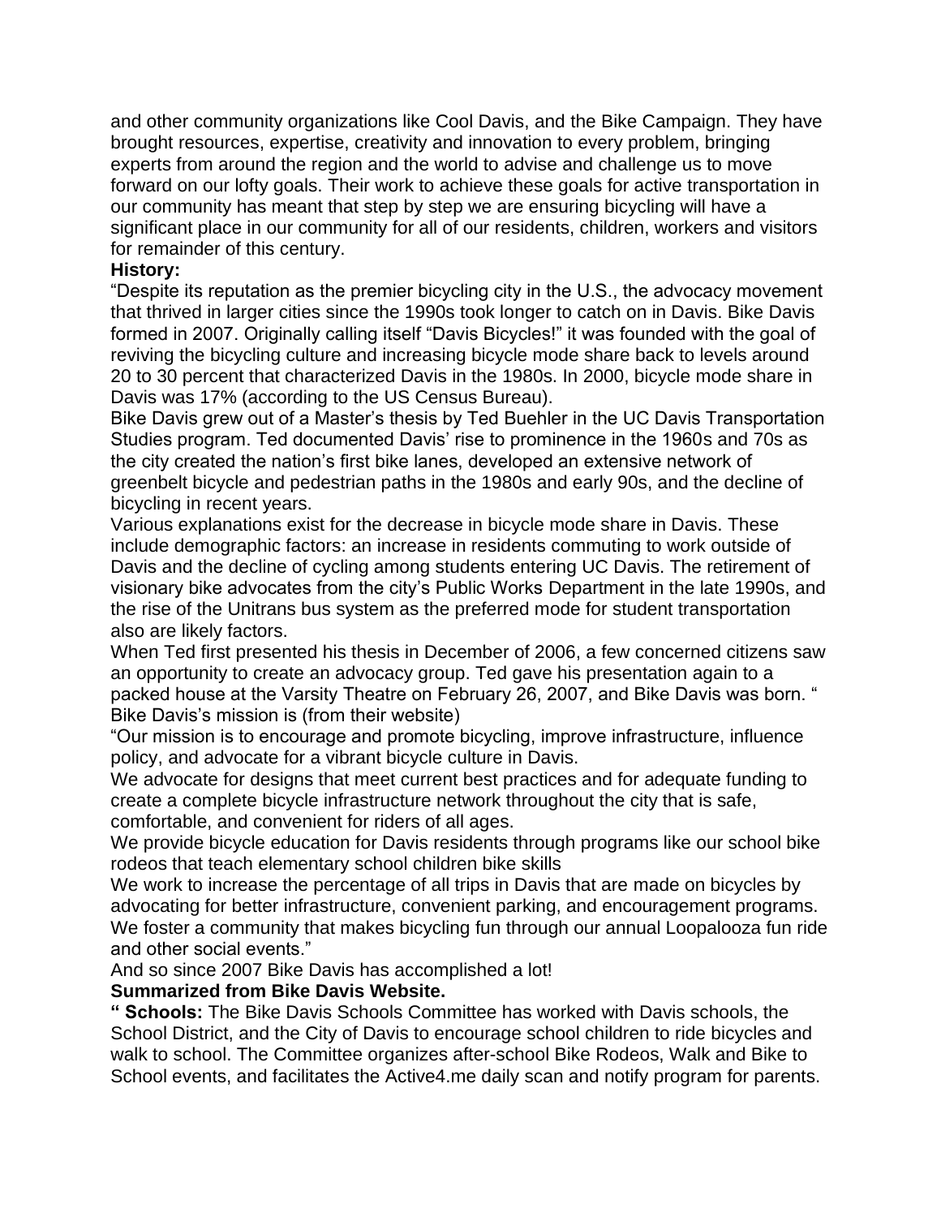and other community organizations like Cool Davis, and the Bike Campaign. They have brought resources, expertise, creativity and innovation to every problem, bringing experts from around the region and the world to advise and challenge us to move forward on our lofty goals. Their work to achieve these goals for active transportation in our community has meant that step by step we are ensuring bicycling will have a significant place in our community for all of our residents, children, workers and visitors for remainder of this century.

**History:**

"Despite its reputation as the premier bicycling city in the U.S., the advocacy movement that thrived in larger cities since the 1990s took longer to catch on in Davis. Bike Davis formed in 2007. Originally calling itself "Davis Bicycles!" it was founded with the goal of reviving the bicycling culture and increasing bicycle mode share back to levels around 20 to 30 percent that characterized Davis in the 1980s. In 2000, bicycle mode share in Davis was 17% (according to the US Census Bureau).

Bike Davis grew out of a Master's thesis by Ted Buehler in the UC Davis Transportation Studies program. Ted documented Davis' rise to prominence in the 1960s and 70s as the city created the nation's first bike lanes, developed an extensive network of greenbelt bicycle and pedestrian paths in the 1980s and early 90s, and the decline of bicycling in recent years.

Various explanations exist for the decrease in bicycle mode share in Davis. These include demographic factors: an increase in residents commuting to work outside of Davis and the decline of cycling among students entering UC Davis. The retirement of visionary bike advocates from the city's Public Works Department in the late 1990s, and the rise of the Unitrans bus system as the preferred mode for student transportation also are likely factors.

When Ted first presented his thesis in December of 2006, a few concerned citizens saw an opportunity to create an advocacy group. Ted gave his presentation again to a packed house at the Varsity Theatre on February 26, 2007, and Bike Davis was born. "

Bike Davis's mission is (from their website)

"Our mission is to encourage and promote bicycling, improve infrastructure, influence policy, and advocate for a vibrant bicycle culture in Davis.

We advocate for designs that meet current best practices and for adequate funding to create a complete bicycle infrastructure network throughout the city that is safe, comfortable, and convenient for riders of all ages.

We provide bicycle education for Davis residents through programs like our school bike rodeos that teach elementary school children bike skills

We work to increase the percentage of all trips in Davis that are made on bicycles by advocating for better infrastructure, convenient parking, and encouragement programs.

We foster a community that makes bicycling fun through our annual Loopalooza fun ride and other social events."

And so since 2007 Bike Davis has accomplished a lot!

**Summarized from Bike Davis Website.**

**" Schools:** The Bike Davis Schools Committee has worked with Davis schools, the School District, and the City of Davis to encourage school children to ride bicycles and walk to school. The Committee organizes after-school Bike Rodeos, Walk and Bike to School events, and facilitates the Active4.me daily scan and notify program for parents.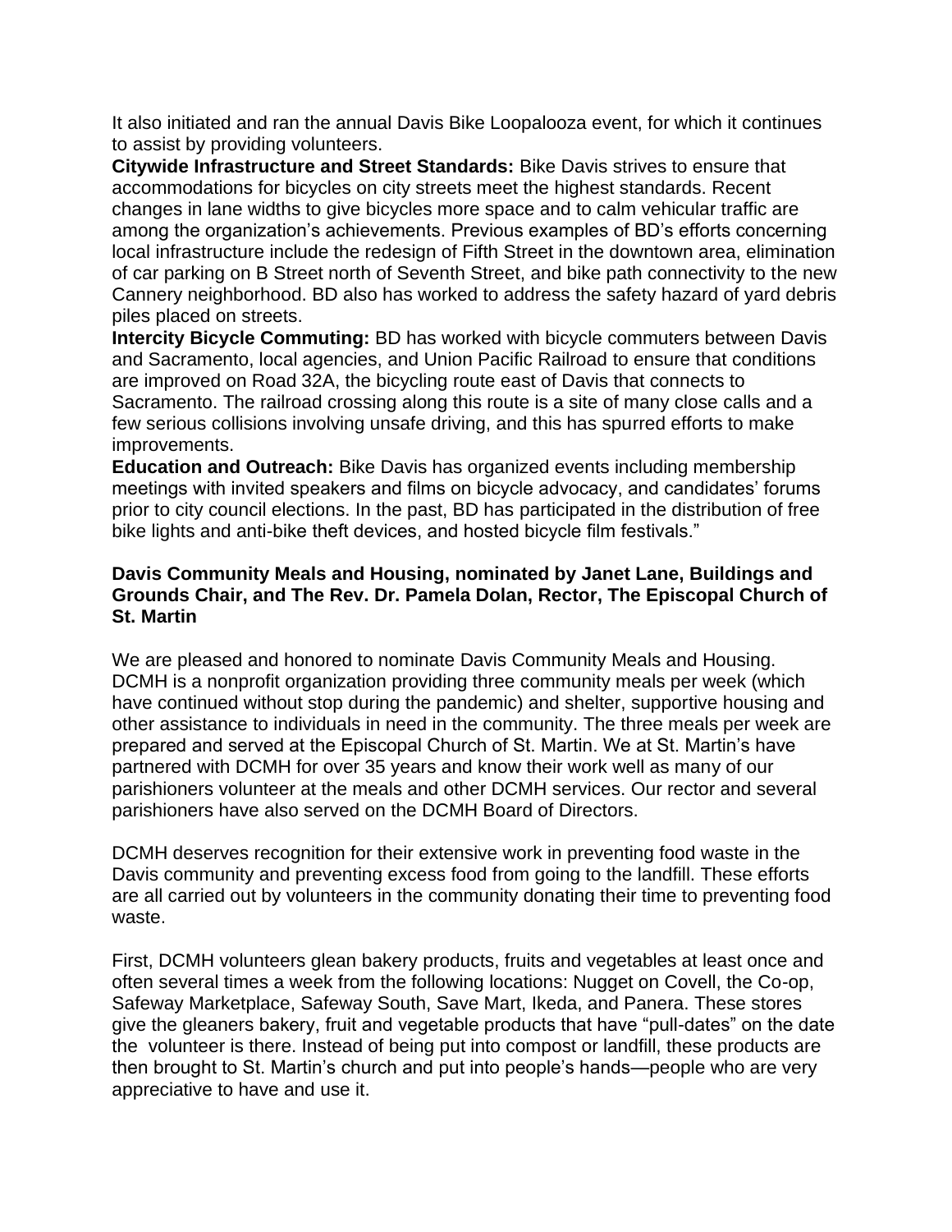It also initiated and ran the annual Davis Bike Loopalooza event, for which it continues to assist by providing volunteers.

**Citywide Infrastructure and Street Standards:** Bike Davis strives to ensure that accommodations for bicycles on city streets meet the highest standards. Recent changes in lane widths to give bicycles more space and to calm vehicular traffic are among the organization's achievements. Previous examples of BD's efforts concerning local infrastructure include the redesign of Fifth Street in the downtown area, elimination of car parking on B Street north of Seventh Street, and bike path connectivity to the new Cannery neighborhood. BD also has worked to address the safety hazard of yard debris piles placed on streets.

**Intercity Bicycle Commuting:** BD has worked with bicycle commuters between Davis and Sacramento, local agencies, and Union Pacific Railroad to ensure that conditions are improved on Road 32A, the bicycling route east of Davis that connects to Sacramento. The railroad crossing along this route is a site of many close calls and a few serious collisions involving unsafe driving, and this has spurred efforts to make improvements.

**Education and Outreach:** Bike Davis has organized events including membership meetings with invited speakers and films on bicycle advocacy, and candidates' forums prior to city council elections. In the past, BD has participated in the distribution of free bike lights and anti-bike theft devices, and hosted bicycle film festivals."

**Davis Community Meals and Housing, nominated by Janet Lane, Buildings and Grounds Chair, and The Rev. Dr. Pamela Dolan, Rector, The Episcopal Church of St. Martin**

We are pleased and honored to nominate Davis Community Meals and Housing. DCMH is a nonprofit organization providing three community meals per week (which have continued without stop during the pandemic) and shelter, supportive housing and other assistance to individuals in need in the community. The three meals per week are prepared and served at the Episcopal Church of St. Martin. We at St. Martin's have partnered with DCMH for over 35 years and know their work well as many of our parishioners volunteer at the meals and other DCMH services. Our rector and several parishioners have also served on the DCMH Board of Directors.

DCMH deserves recognition for their extensive work in preventing food waste in the Davis community and preventing excess food from going to the landfill. These efforts are all carried out by volunteers in the community donating their time to preventing food waste.

First, DCMH volunteers glean bakery products, fruits and vegetables at least once and often several times a week from the following locations: Nugget on Covell, the Co-op, Safeway Marketplace, Safeway South, Save Mart, Ikeda, and Panera. These stores give the gleaners bakery, fruit and vegetable products that have "pull-dates" on the date the volunteer is there. Instead of being put into compost or landfill, these products are then brought to St. Martin's church and put into people's hands—people who are very appreciative to have and use it.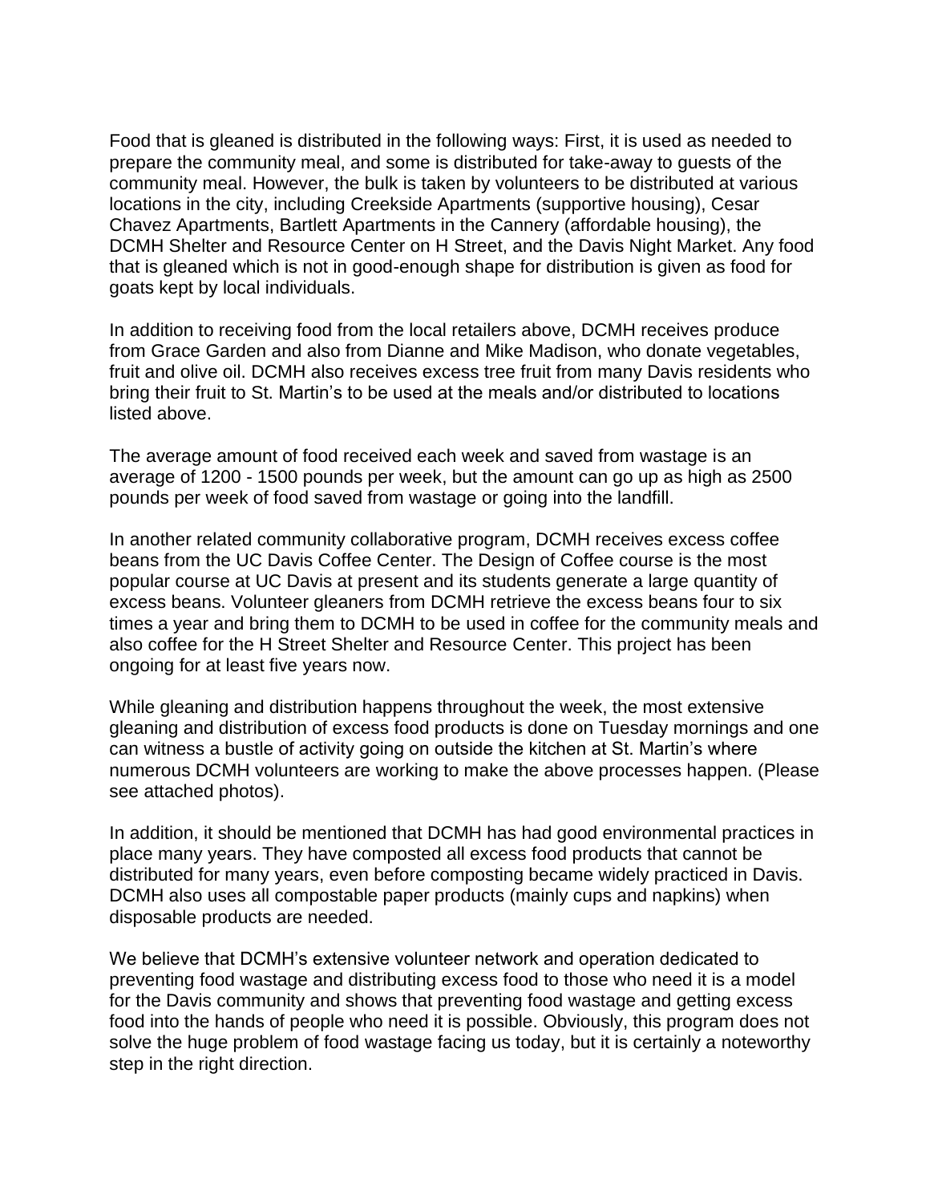Food that is gleaned is distributed in the following ways: First, it is used as needed to prepare the community meal, and some is distributed for take-away to guests of the community meal. However, the bulk is taken by volunteers to be distributed at various locations in the city, including Creekside Apartments (supportive housing), Cesar Chavez Apartments, Bartlett Apartments in the Cannery (affordable housing), the DCMH Shelter and Resource Center on H Street, and the Davis Night Market. Any food that is gleaned which is not in good-enough shape for distribution is given as food for goats kept by local individuals.

In addition to receiving food from the local retailers above, DCMH receives produce from Grace Garden and also from Dianne and Mike Madison, who donate vegetables, fruit and olive oil. DCMH also receives excess tree fruit from many Davis residents who bring their fruit to St. Martin's to be used at the meals and/or distributed to locations listed above.

The average amount of food received each week and saved from wastage is an average of 1200 - 1500 pounds per week, but the amount can go up as high as 2500 pounds per week of food saved from wastage or going into the landfill.

In another related community collaborative program, DCMH receives excess coffee beans from the UC Davis Coffee Center. The Design of Coffee course is the most popular course at UC Davis at present and its students generate a large quantity of excess beans. Volunteer gleaners from DCMH retrieve the excess beans four to six times a year and bring them to DCMH to be used in coffee for the community meals and also coffee for the H Street Shelter and Resource Center. This project has been ongoing for at least five years now.

While gleaning and distribution happens throughout the week, the most extensive gleaning and distribution of excess food products is done on Tuesday mornings and one can witness a bustle of activity going on outside the kitchen at St. Martin's where numerous DCMH volunteers are working to make the above processes happen. (Please see attached photos).

In addition, it should be mentioned that DCMH has had good environmental practices in place many years. They have composted all excess food products that cannot be distributed for many years, even before composting became widely practiced in Davis. DCMH also uses all compostable paper products (mainly cups and napkins) when disposable products are needed.

We believe that DCMH's extensive volunteer network and operation dedicated to preventing food wastage and distributing excess food to those who need it is a model for the Davis community and shows that preventing food wastage and getting excess food into the hands of people who need it is possible. Obviously, this program does not solve the huge problem of food wastage facing us today, but it is certainly a noteworthy step in the right direction.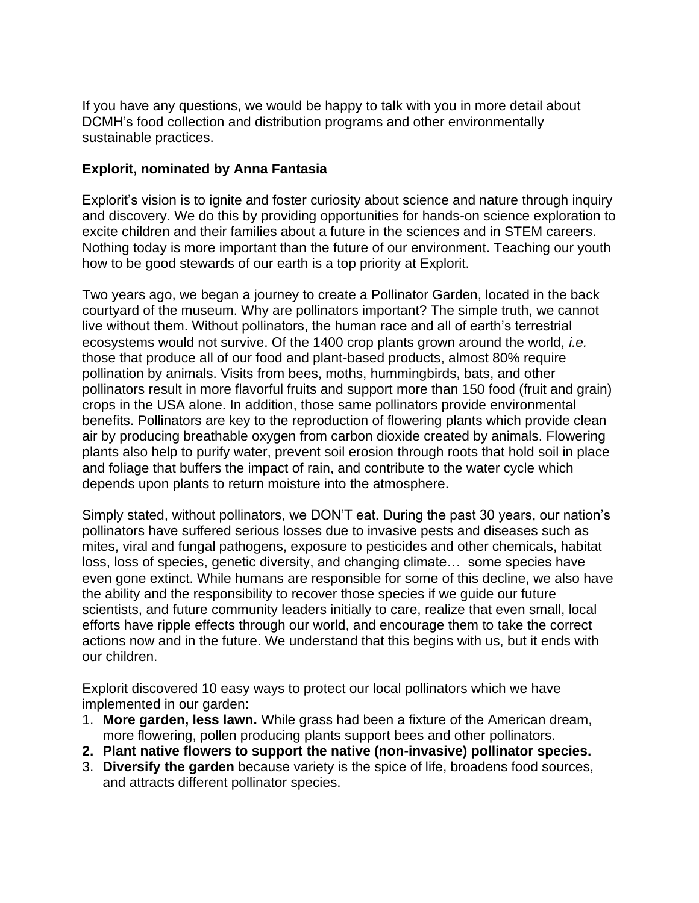If you have any questions, we would be happy to talk with you in more detail about DCMH's food collection and distribution programs and other environmentally sustainable practices.

**Explorit, nominated by Anna Fantasia**

Explorit's vision is to ignite and foster curiosity about science and nature through inquiry and discovery. We do this by providing opportunities for hands-on science exploration to excite children and their families about a future in the sciences and in STEM careers. Nothing today is more important than the future of our environment. Teaching our youth how to be good stewards of our earth is a top priority at Explorit.

Two years ago, we began a journey to create a Pollinator Garden, located in the back courtyard of the museum. Why are pollinators important? The simple truth, we cannot live without them. Without pollinators, the human race and all of earth's terrestrial ecosystems would not survive. Of the 1400 crop plants grown around the world, *i.e.* those that produce all of our food and plant-based products, almost 80% require pollination by animals. Visits from bees, moths, hummingbirds, bats, and other pollinators result in more flavorful fruits and support more than 150 food (fruit and grain) crops in the USA alone. In addition, those same pollinators provide environmental benefits. Pollinators are key to the reproduction of flowering plants which provide clean air by producing breathable oxygen from carbon dioxide created by animals. Flowering plants also help to purify water, prevent soil erosion through roots that hold soil in place and foliage that buffers the impact of rain, and contribute to the water cycle which depends upon plants to return moisture into the atmosphere.

Simply stated, without pollinators, we DON'T eat. During the past 30 years, our nation's pollinators have suffered serious losses due to invasive pests and diseases such as mites, viral and fungal pathogens, exposure to pesticides and other chemicals, habitat loss, loss of species, genetic diversity, and changing climate… some species have even gone extinct. While humans are responsible for some of this decline, we also have the ability and the responsibility to recover those species if we guide our future scientists, and future community leaders initially to care, realize that even small, local efforts have ripple effects through our world, and encourage them to take the correct actions now and in the future. We understand that this begins with us, but it ends with our children.

Explorit discovered 10 easy ways to protect our local pollinators which we have implemented in our garden:

1. **More garden, less lawn.** While grass had been a fixture of the American dream, more flowering, pollen producing plants support bees and other pollinators.
2. **Plant native flowers to support the native (non-invasive) pollinator species.**
3. **Diversify the garden** because variety is the spice of life, broadens food sources, and attracts different pollinator species.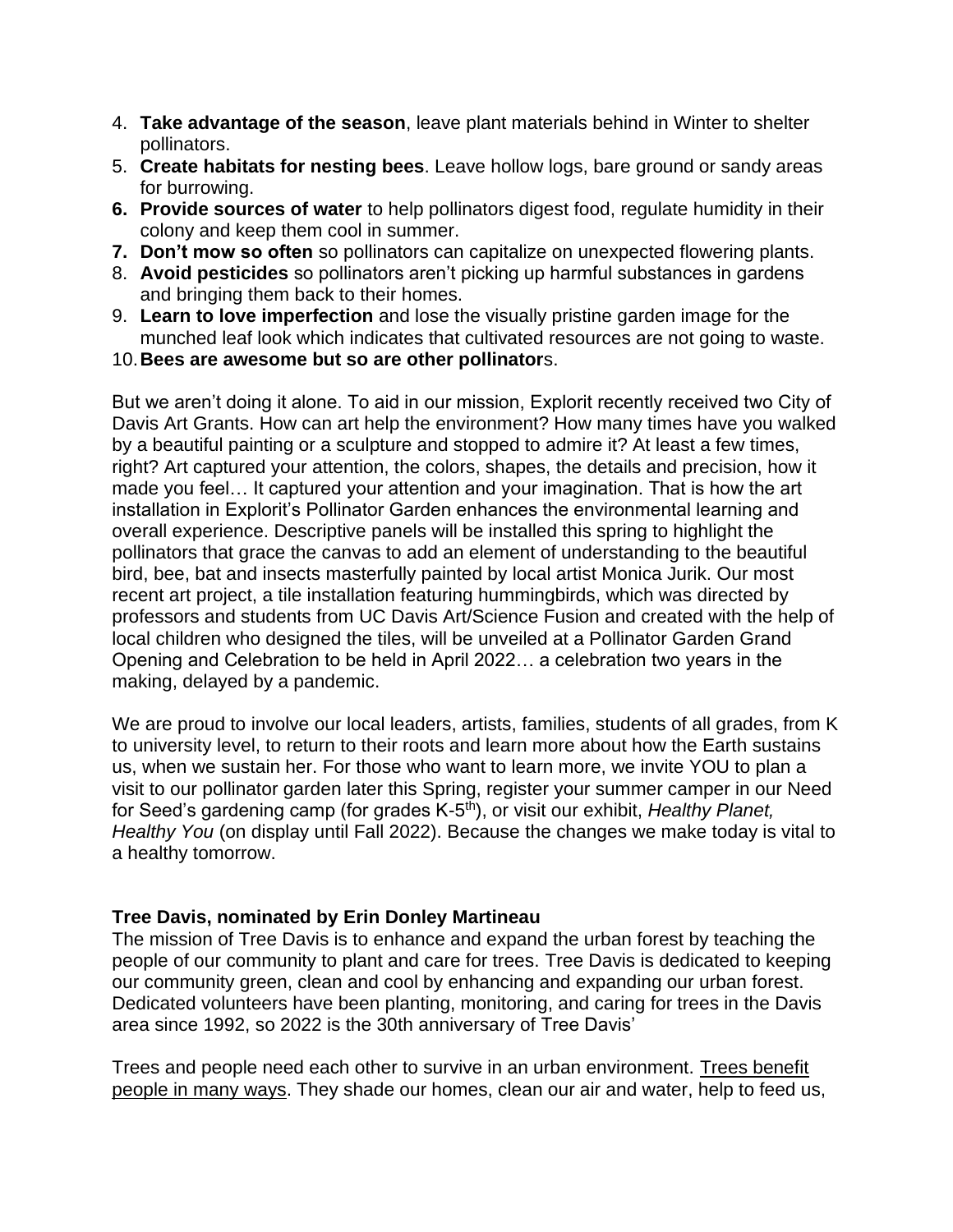4. **Take advantage of the season**, leave plant materials behind in Winter to shelter pollinators.
5. **Create habitats for nesting bees**. Leave hollow logs, bare ground or sandy areas for burrowing.
6. **Provide sources of water** to help pollinators digest food, regulate humidity in their colony and keep them cool in summer.
7. **Don't mow so often** so pollinators can capitalize on unexpected flowering plants.
8. **Avoid pesticides** so pollinators aren't picking up harmful substances in gardens and bringing them back to their homes.
9. **Learn to love imperfection** and lose the visually pristine garden image for the munched leaf look which indicates that cultivated resources are not going to waste.
10. **Bees are awesome but so are other pollinator**s.

But we aren't doing it alone. To aid in our mission, Explorit recently received two City of Davis Art Grants. How can art help the environment? How many times have you walked by a beautiful painting or a sculpture and stopped to admire it? At least a few times, right? Art captured your attention, the colors, shapes, the details and precision, how it made you feel… It captured your attention and your imagination. That is how the art installation in Explorit's Pollinator Garden enhances the environmental learning and overall experience. Descriptive panels will be installed this spring to highlight the pollinators that grace the canvas to add an element of understanding to the beautiful bird, bee, bat and insects masterfully painted by local artist Monica Jurik. Our most recent art project, a tile installation featuring hummingbirds, which was directed by professors and students from UC Davis Art/Science Fusion and created with the help of local children who designed the tiles, will be unveiled at a Pollinator Garden Grand Opening and Celebration to be held in April 2022… a celebration two years in the making, delayed by a pandemic.

We are proud to involve our local leaders, artists, families, students of all grades, from K to university level, to return to their roots and learn more about how the Earth sustains us, when we sustain her. For those who want to learn more, we invite YOU to plan a visit to our pollinator garden later this Spring, register your summer camper in our Need for Seed's gardening camp (for grades K-5th), or visit our exhibit, *Healthy Planet, Healthy You* (on display until Fall 2022). Because the changes we make today is vital to a healthy tomorrow.

**Tree Davis, nominated by Erin Donley Martineau**

The mission of Tree Davis is to enhance and expand the urban forest by teaching the people of our community to plant and care for trees. Tree Davis is dedicated to keeping our community green, clean and cool by enhancing and expanding our urban forest. Dedicated volunteers have been planting, monitoring, and caring for trees in the Davis area since 1992, so 2022 is the 30th anniversary of Tree Davis'

Trees and people need each other to survive in an urban environment. Trees benefit people in many ways. They shade our homes, clean our air and water, help to feed us,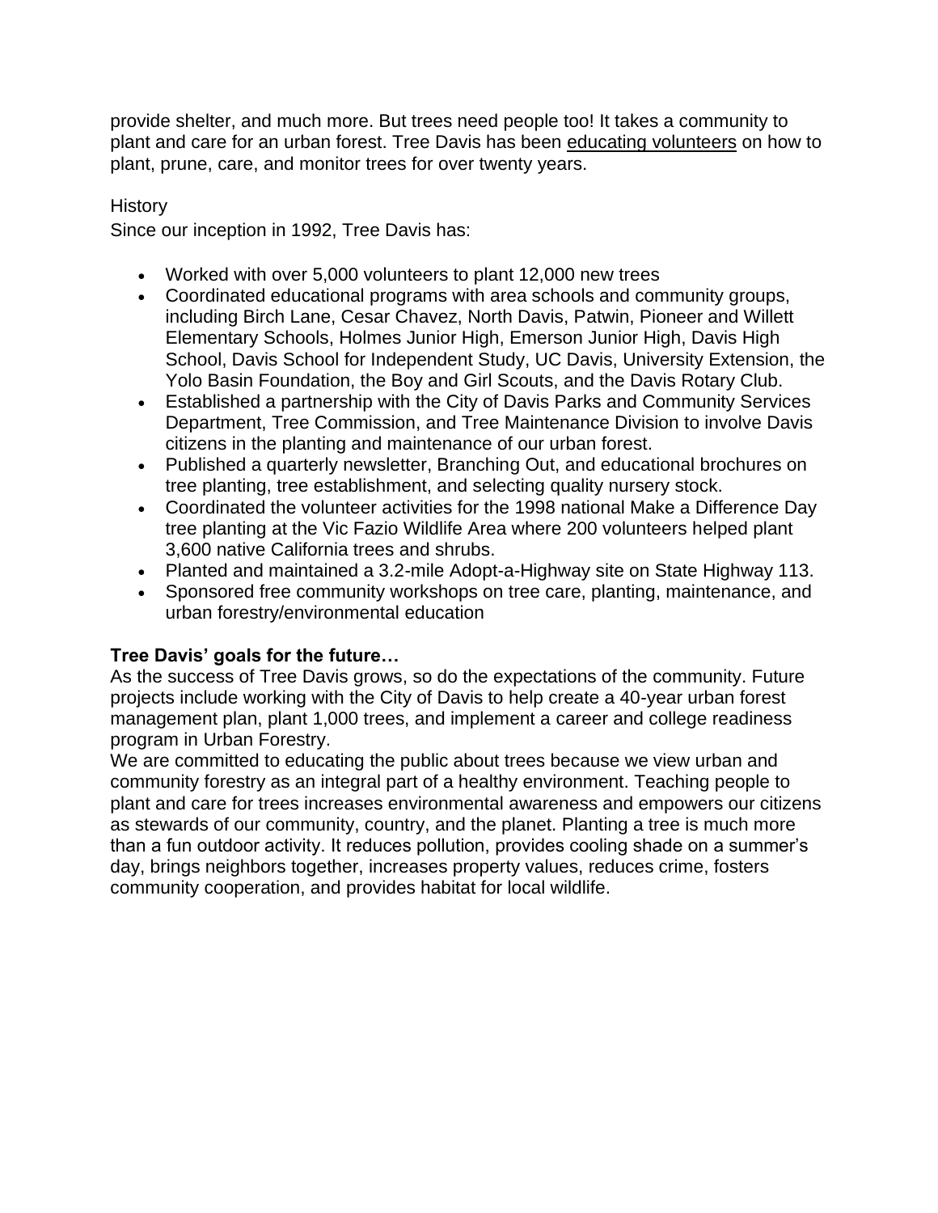provide shelter, and much more. But trees need people too! It takes a community to plant and care for an urban forest. Tree Davis has been educating volunteers on how to plant, prune, care, and monitor trees for over twenty years.

History

Since our inception in 1992, Tree Davis has:

- Worked with over 5,000 volunteers to plant 12,000 new trees
- Coordinated educational programs with area schools and community groups, including Birch Lane, Cesar Chavez, North Davis, Patwin, Pioneer and Willett Elementary Schools, Holmes Junior High, Emerson Junior High, Davis High School, Davis School for Independent Study, UC Davis, University Extension, the Yolo Basin Foundation, the Boy and Girl Scouts, and the Davis Rotary Club.
- Established a partnership with the City of Davis Parks and Community Services Department, Tree Commission, and Tree Maintenance Division to involve Davis citizens in the planting and maintenance of our urban forest.
- Published a quarterly newsletter, Branching Out, and educational brochures on tree planting, tree establishment, and selecting quality nursery stock.
- Coordinated the volunteer activities for the 1998 national Make a Difference Day tree planting at the Vic Fazio Wildlife Area where 200 volunteers helped plant 3,600 native California trees and shrubs.
- Planted and maintained a 3.2-mile Adopt-a-Highway site on State Highway 113.
- Sponsored free community workshops on tree care, planting, maintenance, and urban forestry/environmental education

**Tree Davis' goals for the future…**

As the success of Tree Davis grows, so do the expectations of the community. Future projects include working with the City of Davis to help create a 40-year urban forest management plan, plant 1,000 trees, and implement a career and college readiness program in Urban Forestry.

We are committed to educating the public about trees because we view urban and community forestry as an integral part of a healthy environment. Teaching people to plant and care for trees increases environmental awareness and empowers our citizens as stewards of our community, country, and the planet. Planting a tree is much more than a fun outdoor activity. It reduces pollution, provides cooling shade on a summer's day, brings neighbors together, increases property values, reduces crime, fosters community cooperation, and provides habitat for local wildlife.